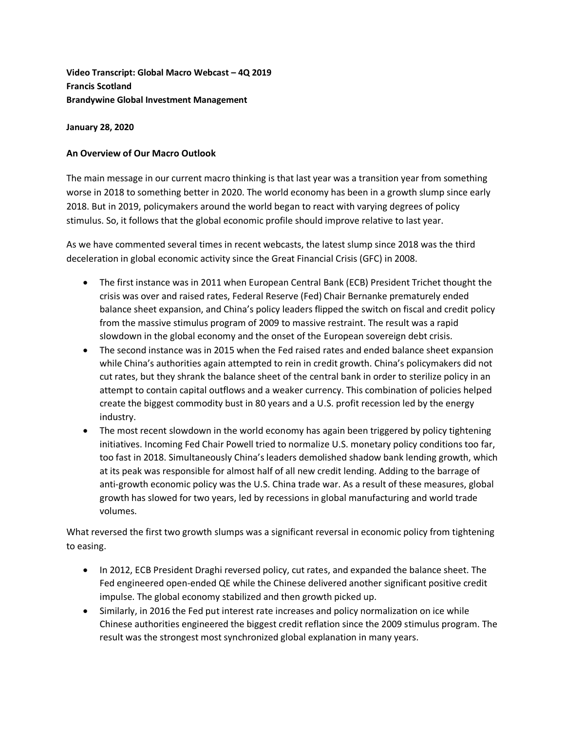**Video Transcript: Global Macro Webcast – 4Q 2019**
**Francis Scotland**
**Brandywine Global Investment Management**

**January 28, 2020**

**An Overview of Our Macro Outlook**

The main message in our current macro thinking is that last year was a transition year from something worse in 2018 to something better in 2020. The world economy has been in a growth slump since early 2018. But in 2019, policymakers around the world began to react with varying degrees of policy stimulus. So, it follows that the global economic profile should improve relative to last year.

As we have commented several times in recent webcasts, the latest slump since 2018 was the third deceleration in global economic activity since the Great Financial Crisis (GFC) in 2008.

- The first instance was in 2011 when European Central Bank (ECB) President Trichet thought the crisis was over and raised rates, Federal Reserve (Fed) Chair Bernanke prematurely ended balance sheet expansion, and China's policy leaders flipped the switch on fiscal and credit policy from the massive stimulus program of 2009 to massive restraint. The result was a rapid slowdown in the global economy and the onset of the European sovereign debt crisis.
- The second instance was in 2015 when the Fed raised rates and ended balance sheet expansion while China's authorities again attempted to rein in credit growth. China's policymakers did not cut rates, but they shrank the balance sheet of the central bank in order to sterilize policy in an attempt to contain capital outflows and a weaker currency. This combination of policies helped create the biggest commodity bust in 80 years and a U.S. profit recession led by the energy industry.
- The most recent slowdown in the world economy has again been triggered by policy tightening initiatives. Incoming Fed Chair Powell tried to normalize U.S. monetary policy conditions too far, too fast in 2018. Simultaneously China's leaders demolished shadow bank lending growth, which at its peak was responsible for almost half of all new credit lending. Adding to the barrage of anti-growth economic policy was the U.S. China trade war. As a result of these measures, global growth has slowed for two years, led by recessions in global manufacturing and world trade volumes.

What reversed the first two growth slumps was a significant reversal in economic policy from tightening to easing.

- In 2012, ECB President Draghi reversed policy, cut rates, and expanded the balance sheet. The Fed engineered open-ended QE while the Chinese delivered another significant positive credit impulse. The global economy stabilized and then growth picked up.
- Similarly, in 2016 the Fed put interest rate increases and policy normalization on ice while Chinese authorities engineered the biggest credit reflation since the 2009 stimulus program. The result was the strongest most synchronized global explanation in many years.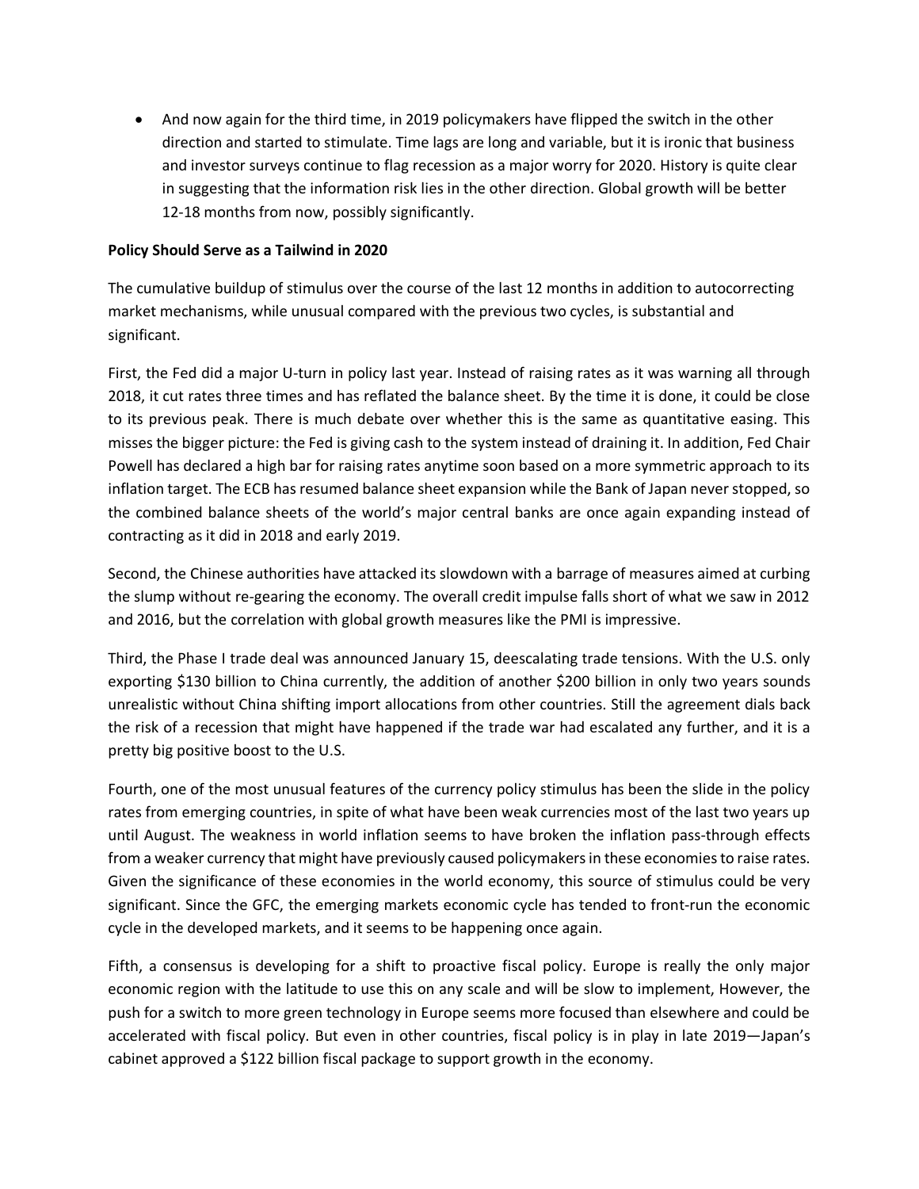- And now again for the third time, in 2019 policymakers have flipped the switch in the other direction and started to stimulate. Time lags are long and variable, but it is ironic that business and investor surveys continue to flag recession as a major worry for 2020. History is quite clear in suggesting that the information risk lies in the other direction. Global growth will be better 12-18 months from now, possibly significantly.

**Policy Should Serve as a Tailwind in 2020**

The cumulative buildup of stimulus over the course of the last 12 months in addition to autocorrecting market mechanisms, while unusual compared with the previous two cycles, is substantial and significant.

First, the Fed did a major U-turn in policy last year. Instead of raising rates as it was warning all through 2018, it cut rates three times and has reflated the balance sheet. By the time it is done, it could be close to its previous peak. There is much debate over whether this is the same as quantitative easing. This misses the bigger picture: the Fed is giving cash to the system instead of draining it. In addition, Fed Chair Powell has declared a high bar for raising rates anytime soon based on a more symmetric approach to its inflation target. The ECB has resumed balance sheet expansion while the Bank of Japan never stopped, so the combined balance sheets of the world's major central banks are once again expanding instead of contracting as it did in 2018 and early 2019.

Second, the Chinese authorities have attacked its slowdown with a barrage of measures aimed at curbing the slump without re-gearing the economy. The overall credit impulse falls short of what we saw in 2012 and 2016, but the correlation with global growth measures like the PMI is impressive.

Third, the Phase I trade deal was announced January 15, deescalating trade tensions. With the U.S. only exporting $130 billion to China currently, the addition of another $200 billion in only two years sounds unrealistic without China shifting import allocations from other countries. Still the agreement dials back the risk of a recession that might have happened if the trade war had escalated any further, and it is a pretty big positive boost to the U.S.

Fourth, one of the most unusual features of the currency policy stimulus has been the slide in the policy rates from emerging countries, in spite of what have been weak currencies most of the last two years up until August. The weakness in world inflation seems to have broken the inflation pass-through effects from a weaker currency that might have previously caused policymakers in these economies to raise rates. Given the significance of these economies in the world economy, this source of stimulus could be very significant. Since the GFC, the emerging markets economic cycle has tended to front-run the economic cycle in the developed markets, and it seems to be happening once again.

Fifth, a consensus is developing for a shift to proactive fiscal policy. Europe is really the only major economic region with the latitude to use this on any scale and will be slow to implement, However, the push for a switch to more green technology in Europe seems more focused than elsewhere and could be accelerated with fiscal policy. But even in other countries, fiscal policy is in play in late 2019—Japan's cabinet approved a $122 billion fiscal package to support growth in the economy.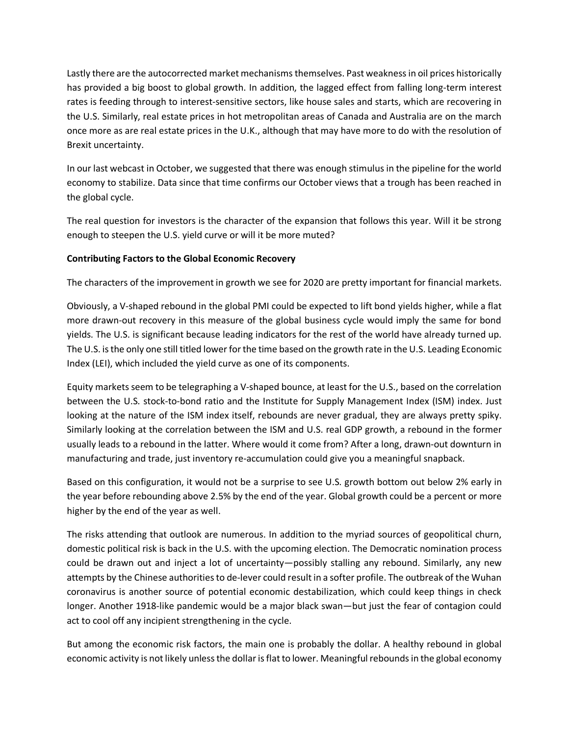Lastly there are the autocorrected market mechanisms themselves. Past weakness in oil prices historically has provided a big boost to global growth. In addition, the lagged effect from falling long-term interest rates is feeding through to interest-sensitive sectors, like house sales and starts, which are recovering in the U.S. Similarly, real estate prices in hot metropolitan areas of Canada and Australia are on the march once more as are real estate prices in the U.K., although that may have more to do with the resolution of Brexit uncertainty.

In our last webcast in October, we suggested that there was enough stimulus in the pipeline for the world economy to stabilize. Data since that time confirms our October views that a trough has been reached in the global cycle.

The real question for investors is the character of the expansion that follows this year. Will it be strong enough to steepen the U.S. yield curve or will it be more muted?

**Contributing Factors to the Global Economic Recovery**

The characters of the improvement in growth we see for 2020 are pretty important for financial markets.

Obviously, a V-shaped rebound in the global PMI could be expected to lift bond yields higher, while a flat more drawn-out recovery in this measure of the global business cycle would imply the same for bond yields. The U.S. is significant because leading indicators for the rest of the world have already turned up. The U.S. is the only one still titled lower for the time based on the growth rate in the U.S. Leading Economic Index (LEI), which included the yield curve as one of its components.

Equity markets seem to be telegraphing a V-shaped bounce, at least for the U.S., based on the correlation between the U.S. stock-to-bond ratio and the Institute for Supply Management Index (ISM) index. Just looking at the nature of the ISM index itself, rebounds are never gradual, they are always pretty spiky. Similarly looking at the correlation between the ISM and U.S. real GDP growth, a rebound in the former usually leads to a rebound in the latter. Where would it come from? After a long, drawn-out downturn in manufacturing and trade, just inventory re-accumulation could give you a meaningful snapback.

Based on this configuration, it would not be a surprise to see U.S. growth bottom out below 2% early in the year before rebounding above 2.5% by the end of the year. Global growth could be a percent or more higher by the end of the year as well.

The risks attending that outlook are numerous. In addition to the myriad sources of geopolitical churn, domestic political risk is back in the U.S. with the upcoming election. The Democratic nomination process could be drawn out and inject a lot of uncertainty—possibly stalling any rebound. Similarly, any new attempts by the Chinese authorities to de-lever could result in a softer profile. The outbreak of the Wuhan coronavirus is another source of potential economic destabilization, which could keep things in check longer. Another 1918-like pandemic would be a major black swan—but just the fear of contagion could act to cool off any incipient strengthening in the cycle.

But among the economic risk factors, the main one is probably the dollar. A healthy rebound in global economic activity is not likely unless the dollar is flat to lower. Meaningful rebounds in the global economy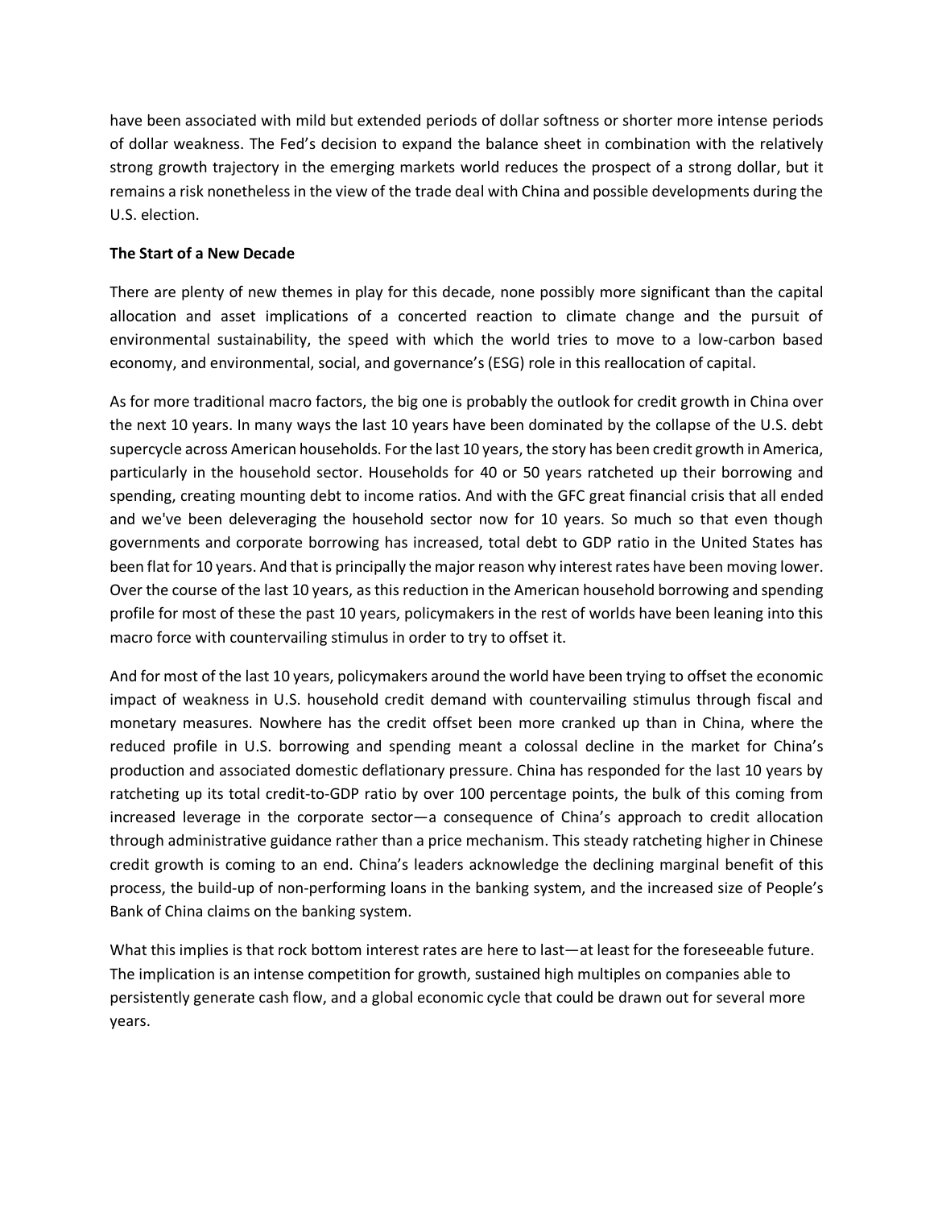have been associated with mild but extended periods of dollar softness or shorter more intense periods of dollar weakness. The Fed's decision to expand the balance sheet in combination with the relatively strong growth trajectory in the emerging markets world reduces the prospect of a strong dollar, but it remains a risk nonetheless in the view of the trade deal with China and possible developments during the U.S. election.

**The Start of a New Decade**

There are plenty of new themes in play for this decade, none possibly more significant than the capital allocation and asset implications of a concerted reaction to climate change and the pursuit of environmental sustainability, the speed with which the world tries to move to a low-carbon based economy, and environmental, social, and governance's (ESG) role in this reallocation of capital.

As for more traditional macro factors, the big one is probably the outlook for credit growth in China over the next 10 years. In many ways the last 10 years have been dominated by the collapse of the U.S. debt supercycle across American households. For the last 10 years, the story has been credit growth in America, particularly in the household sector. Households for 40 or 50 years ratcheted up their borrowing and spending, creating mounting debt to income ratios. And with the GFC great financial crisis that all ended and we've been deleveraging the household sector now for 10 years. So much so that even though governments and corporate borrowing has increased, total debt to GDP ratio in the United States has been flat for 10 years. And that is principally the major reason why interest rates have been moving lower. Over the course of the last 10 years, as this reduction in the American household borrowing and spending profile for most of these the past 10 years, policymakers in the rest of worlds have been leaning into this macro force with countervailing stimulus in order to try to offset it.

And for most of the last 10 years, policymakers around the world have been trying to offset the economic impact of weakness in U.S. household credit demand with countervailing stimulus through fiscal and monetary measures. Nowhere has the credit offset been more cranked up than in China, where the reduced profile in U.S. borrowing and spending meant a colossal decline in the market for China's production and associated domestic deflationary pressure. China has responded for the last 10 years by ratcheting up its total credit-to-GDP ratio by over 100 percentage points, the bulk of this coming from increased leverage in the corporate sector—a consequence of China's approach to credit allocation through administrative guidance rather than a price mechanism. This steady ratcheting higher in Chinese credit growth is coming to an end. China's leaders acknowledge the declining marginal benefit of this process, the build-up of non-performing loans in the banking system, and the increased size of People's Bank of China claims on the banking system.

What this implies is that rock bottom interest rates are here to last—at least for the foreseeable future. The implication is an intense competition for growth, sustained high multiples on companies able to persistently generate cash flow, and a global economic cycle that could be drawn out for several more years.